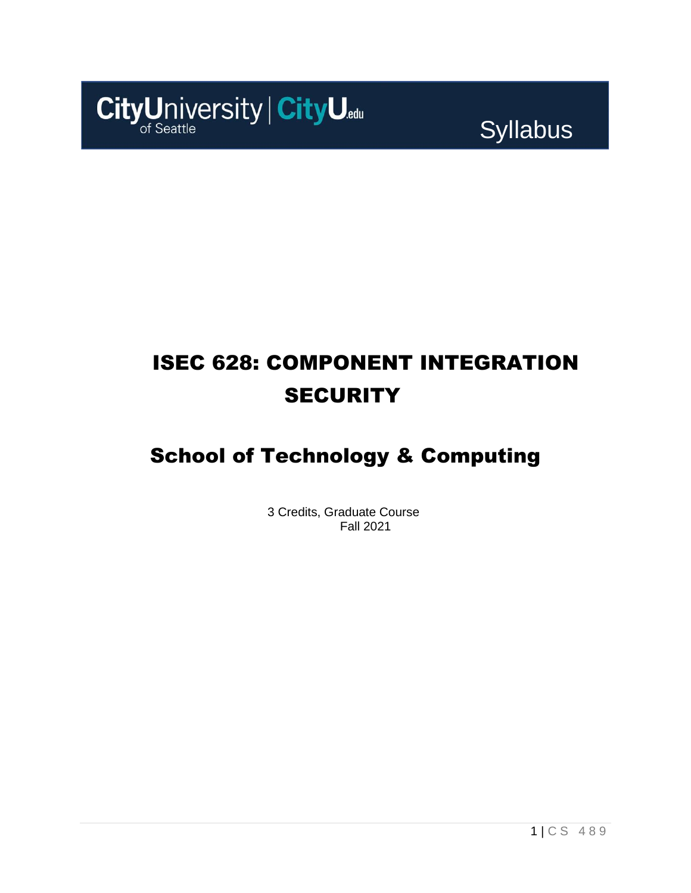CityUniversity of Seattle | CityU.edu

Syllabus

# ISEC 628: COMPONENT INTEGRATION SECURITY

## School of Technology & Computing

3 Credits, Graduate Course
Fall 2021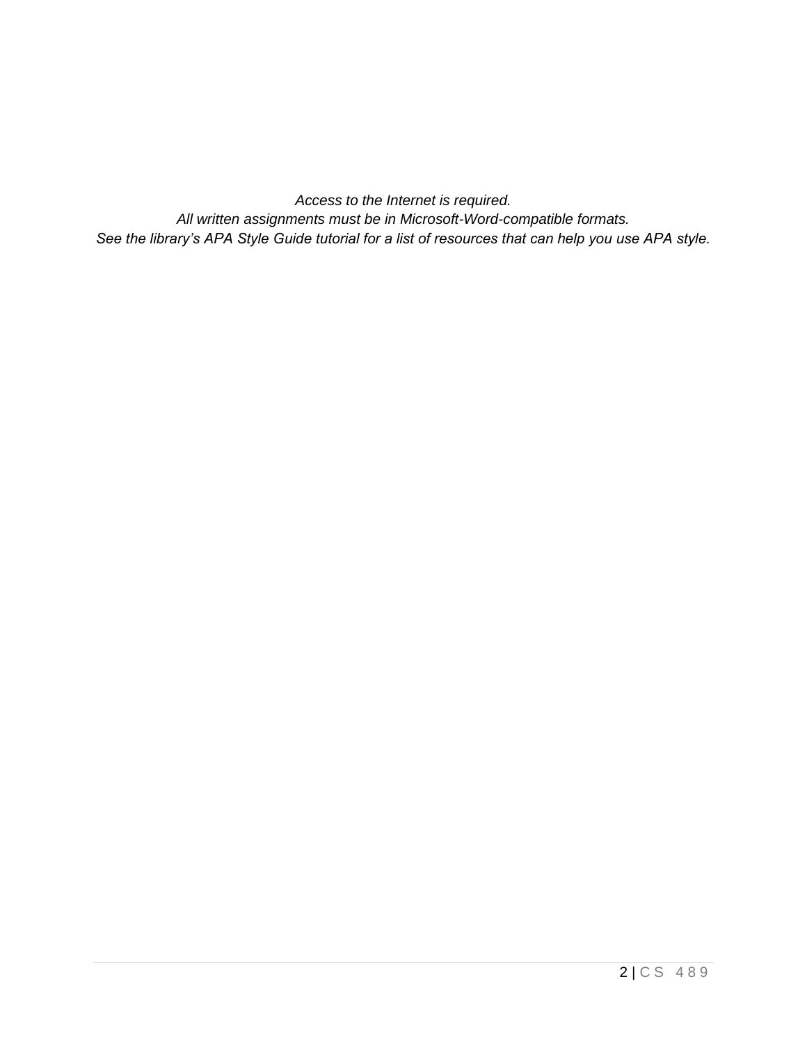*Access to the Internet is required.*
*All written assignments must be in Microsoft-Word-compatible formats.*
*See the library's APA Style Guide tutorial for a list of resources that can help you use APA style.*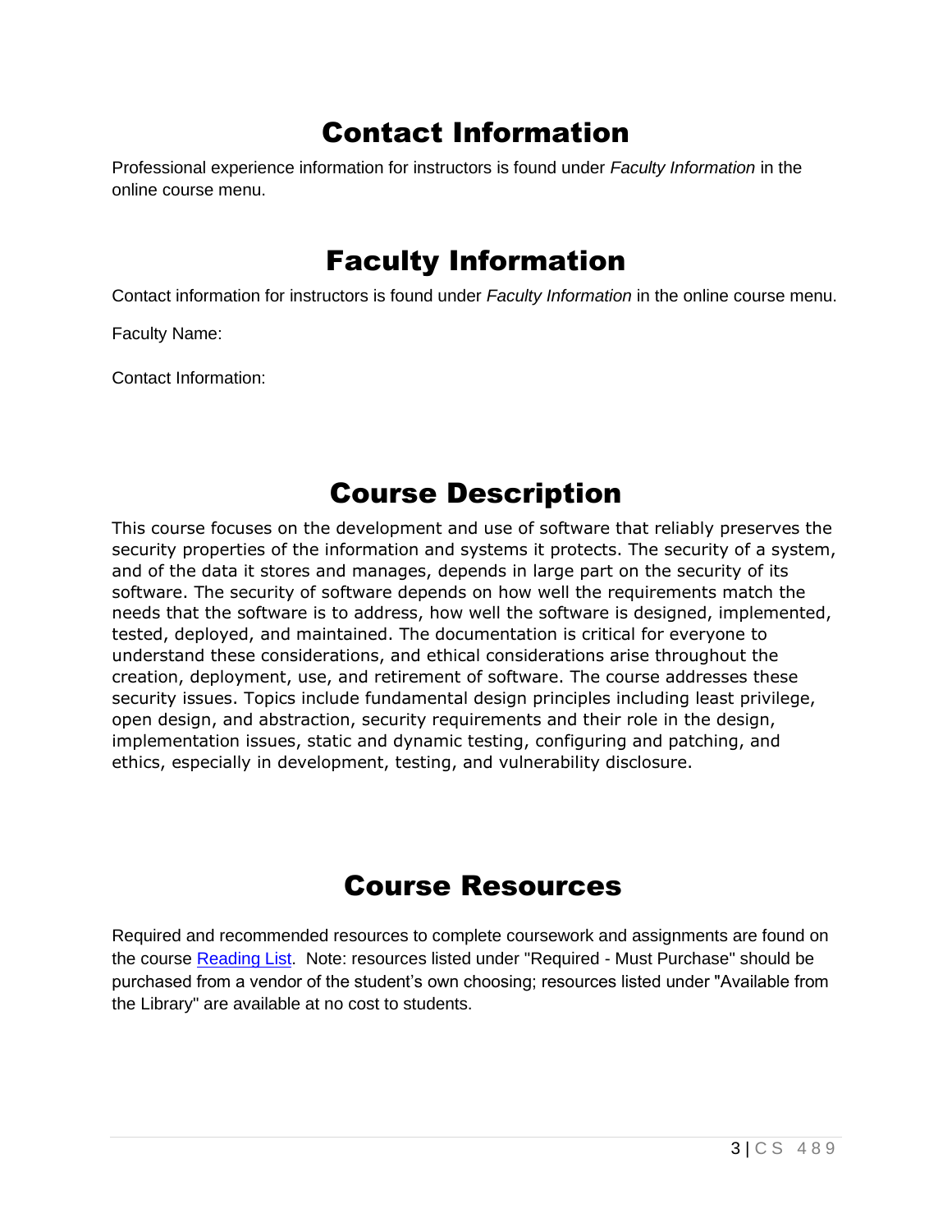# Contact Information

Professional experience information for instructors is found under *Faculty Information* in the online course menu.

# Faculty Information

Contact information for instructors is found under *Faculty Information* in the online course menu.

Faculty Name:

Contact Information:

# Course Description

This course focuses on the development and use of software that reliably preserves the security properties of the information and systems it protects. The security of a system, and of the data it stores and manages, depends in large part on the security of its software. The security of software depends on how well the requirements match the needs that the software is to address, how well the software is designed, implemented, tested, deployed, and maintained. The documentation is critical for everyone to understand these considerations, and ethical considerations arise throughout the creation, deployment, use, and retirement of software. The course addresses these security issues. Topics include fundamental design principles including least privilege, open design, and abstraction, security requirements and their role in the design, implementation issues, static and dynamic testing, configuring and patching, and ethics, especially in development, testing, and vulnerability disclosure.

# Course Resources

Required and recommended resources to complete coursework and assignments are found on the course Reading List. Note: resources listed under "Required - Must Purchase" should be purchased from a vendor of the student's own choosing; resources listed under "Available from the Library" are available at no cost to students.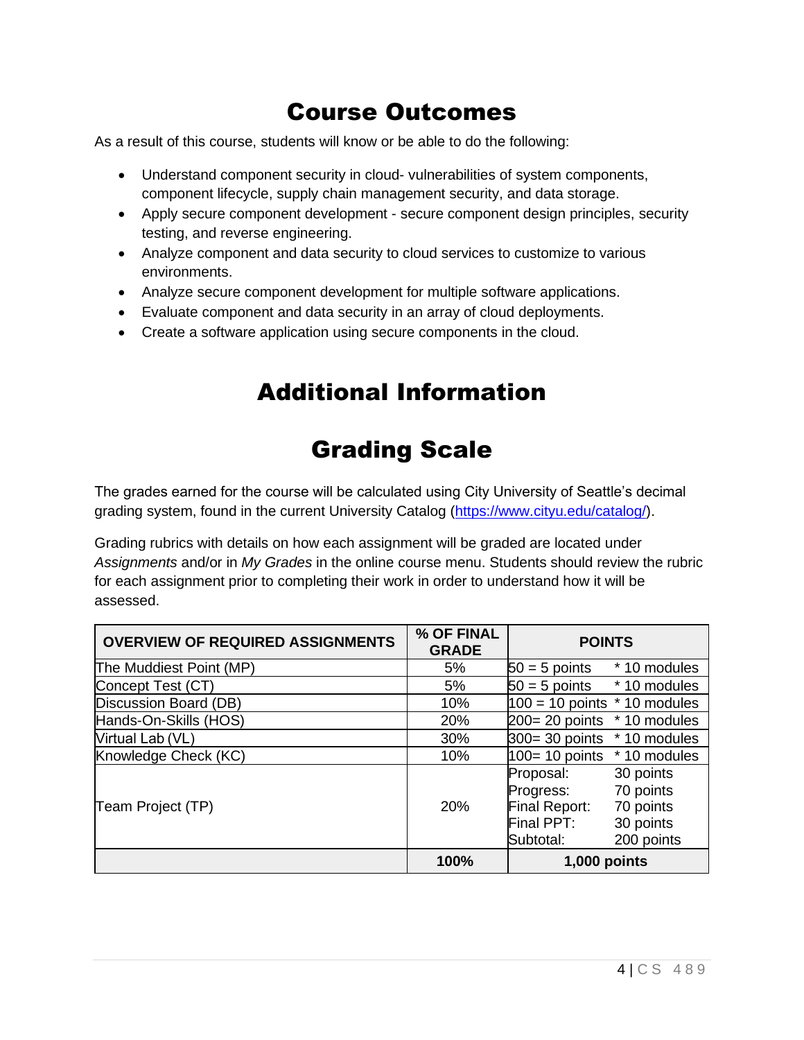# Course Outcomes

As a result of this course, students will know or be able to do the following:

- Understand component security in cloud- vulnerabilities of system components, component lifecycle, supply chain management security, and data storage.
- Apply secure component development - secure component design principles, security testing, and reverse engineering.
- Analyze component and data security to cloud services to customize to various environments.
- Analyze secure component development for multiple software applications.
- Evaluate component and data security in an array of cloud deployments.
- Create a software application using secure components in the cloud.

# Additional Information

# Grading Scale

The grades earned for the course will be calculated using City University of Seattle's decimal grading system, found in the current University Catalog (https://www.cityu.edu/catalog/).

Grading rubrics with details on how each assignment will be graded are located under *Assignments* and/or in *My Grades* in the online course menu. Students should review the rubric for each assignment prior to completing their work in order to understand how it will be assessed.

| OVERVIEW OF REQUIRED ASSIGNMENTS | % OF FINAL GRADE | POINTS | |
|---|---|---|---|
| The Muddiest Point (MP) | 5% | 50 = 5 points | * 10 modules |
| Concept Test (CT) | 5% | 50 = 5 points | * 10 modules |
| Discussion Board (DB) | 10% | 100 = 10 points | * 10 modules |
| Hands-On-Skills (HOS) | 20% | 200= 20 points | * 10 modules |
| Virtual Lab (VL) | 30% | 300= 30 points | * 10 modules |
| Knowledge Check (KC) | 10% | 100= 10 points | * 10 modules |
| Team Project (TP) | 20% | Proposal:<br>Progress:<br>Final Report:<br>Final PPT:<br>Subtotal: | 30 points<br>70 points<br>70 points<br>30 points<br>200 points |
| | **100%** | **1,000 points** | |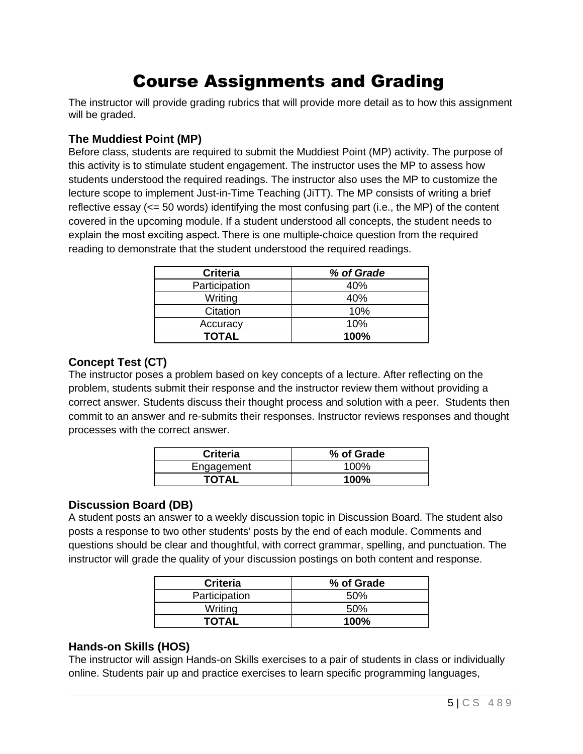# Course Assignments and Grading

The instructor will provide grading rubrics that will provide more detail as to how this assignment will be graded.

### The Muddiest Point (MP)

Before class, students are required to submit the Muddiest Point (MP) activity. The purpose of this activity is to stimulate student engagement. The instructor uses the MP to assess how students understood the required readings. The instructor also uses the MP to customize the lecture scope to implement Just-in-Time Teaching (JiTT). The MP consists of writing a brief reflective essay (<= 50 words) identifying the most confusing part (i.e., the MP) of the content covered in the upcoming module. If a student understood all concepts, the student needs to explain the most exciting aspect. There is one multiple-choice question from the required reading to demonstrate that the student understood the required readings.

| **Criteria** | ***% of Grade*** |
|---|---|
| Participation | 40% |
| Writing | 40% |
| Citation | 10% |
| Accuracy | 10% |
| **TOTAL** | **100%** |

### Concept Test (CT)

The instructor poses a problem based on key concepts of a lecture. After reflecting on the problem, students submit their response and the instructor review them without providing a correct answer. Students discuss their thought process and solution with a peer. Students then commit to an answer and re-submits their responses. Instructor reviews responses and thought processes with the correct answer.

| **Criteria** | **% of Grade** |
|---|---|
| Engagement | 100% |
| **TOTAL** | **100%** |

### Discussion Board (DB)

A student posts an answer to a weekly discussion topic in Discussion Board. The student also posts a response to two other students' posts by the end of each module. Comments and questions should be clear and thoughtful, with correct grammar, spelling, and punctuation. The instructor will grade the quality of your discussion postings on both content and response.

| **Criteria** | **% of Grade** |
|---|---|
| Participation | 50% |
| Writing | 50% |
| **TOTAL** | **100%** |

### Hands-on Skills (HOS)

The instructor will assign Hands-on Skills exercises to a pair of students in class or individually online. Students pair up and practice exercises to learn specific programming languages,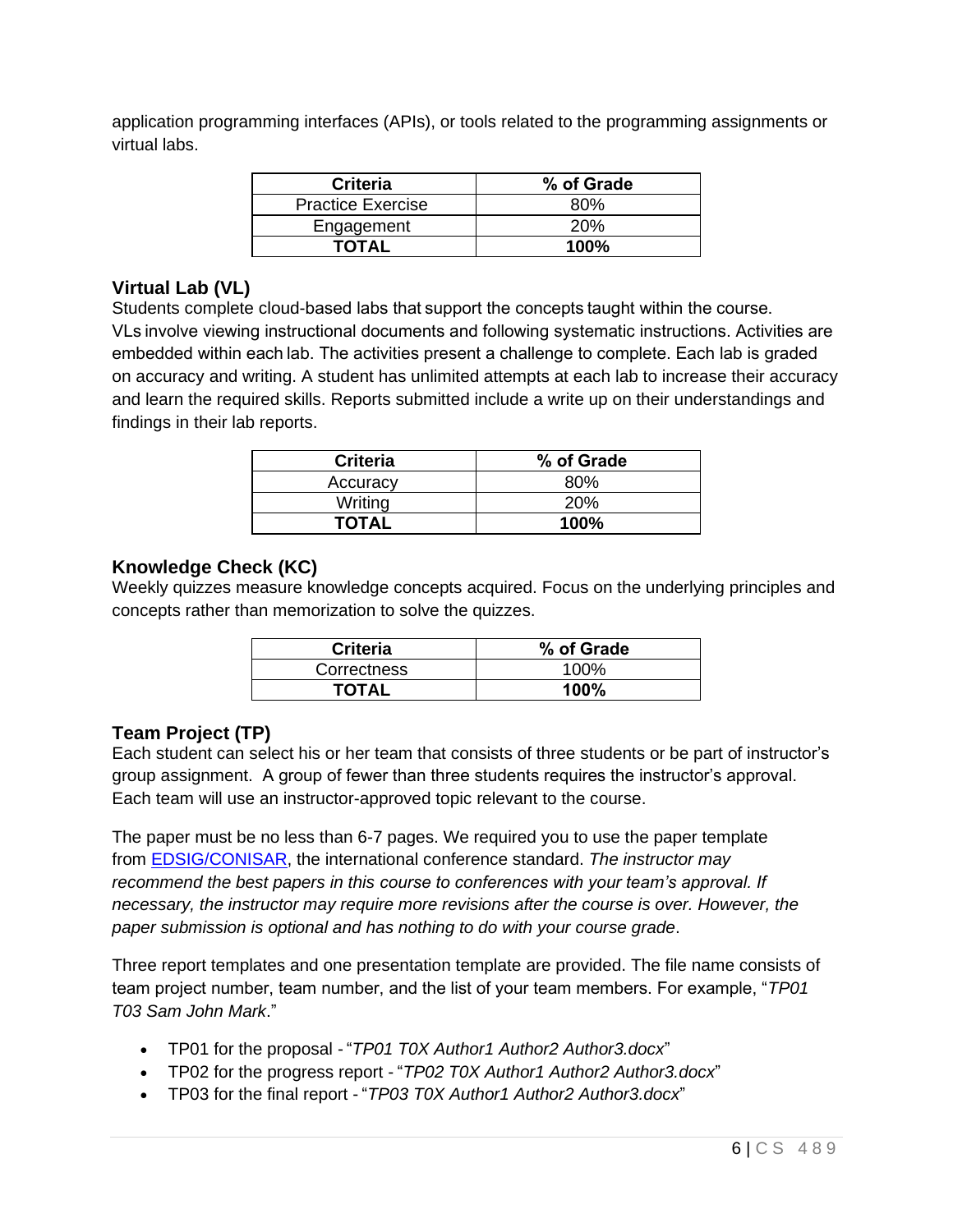application programming interfaces (APIs), or tools related to the programming assignments or virtual labs.

| Criteria | % of Grade |
| --- | --- |
| Practice Exercise | 80% |
| Engagement | 20% |
| **TOTAL** | **100%** |

### Virtual Lab (VL)

Students complete cloud-based labs that support the concepts taught within the course. VLs involve viewing instructional documents and following systematic instructions. Activities are embedded within each lab. The activities present a challenge to complete. Each lab is graded on accuracy and writing. A student has unlimited attempts at each lab to increase their accuracy and learn the required skills. Reports submitted include a write up on their understandings and findings in their lab reports.

| Criteria | % of Grade |
| --- | --- |
| Accuracy | 80% |
| Writing | 20% |
| **TOTAL** | **100%** |

### Knowledge Check (KC)

Weekly quizzes measure knowledge concepts acquired. Focus on the underlying principles and concepts rather than memorization to solve the quizzes.

| Criteria | % of Grade |
| --- | --- |
| Correctness | 100% |
| **TOTAL** | **100%** |

### Team Project (TP)

Each student can select his or her team that consists of three students or be part of instructor's group assignment. A group of fewer than three students requires the instructor's approval. Each team will use an instructor-approved topic relevant to the course.

The paper must be no less than 6-7 pages. We required you to use the paper template from EDSIG/CONISAR, the international conference standard. *The instructor may recommend the best papers in this course to conferences with your team's approval. If necessary, the instructor may require more revisions after the course is over. However, the paper submission is optional and has nothing to do with your course grade*.

Three report templates and one presentation template are provided. The file name consists of team project number, team number, and the list of your team members. For example, "*TP01 T03 Sam John Mark*."

- TP01 for the proposal - "*TP01 T0X Author1 Author2 Author3.docx*"
- TP02 for the progress report - "*TP02 T0X Author1 Author2 Author3.docx*"
- TP03 for the final report - "*TP03 T0X Author1 Author2 Author3.docx*"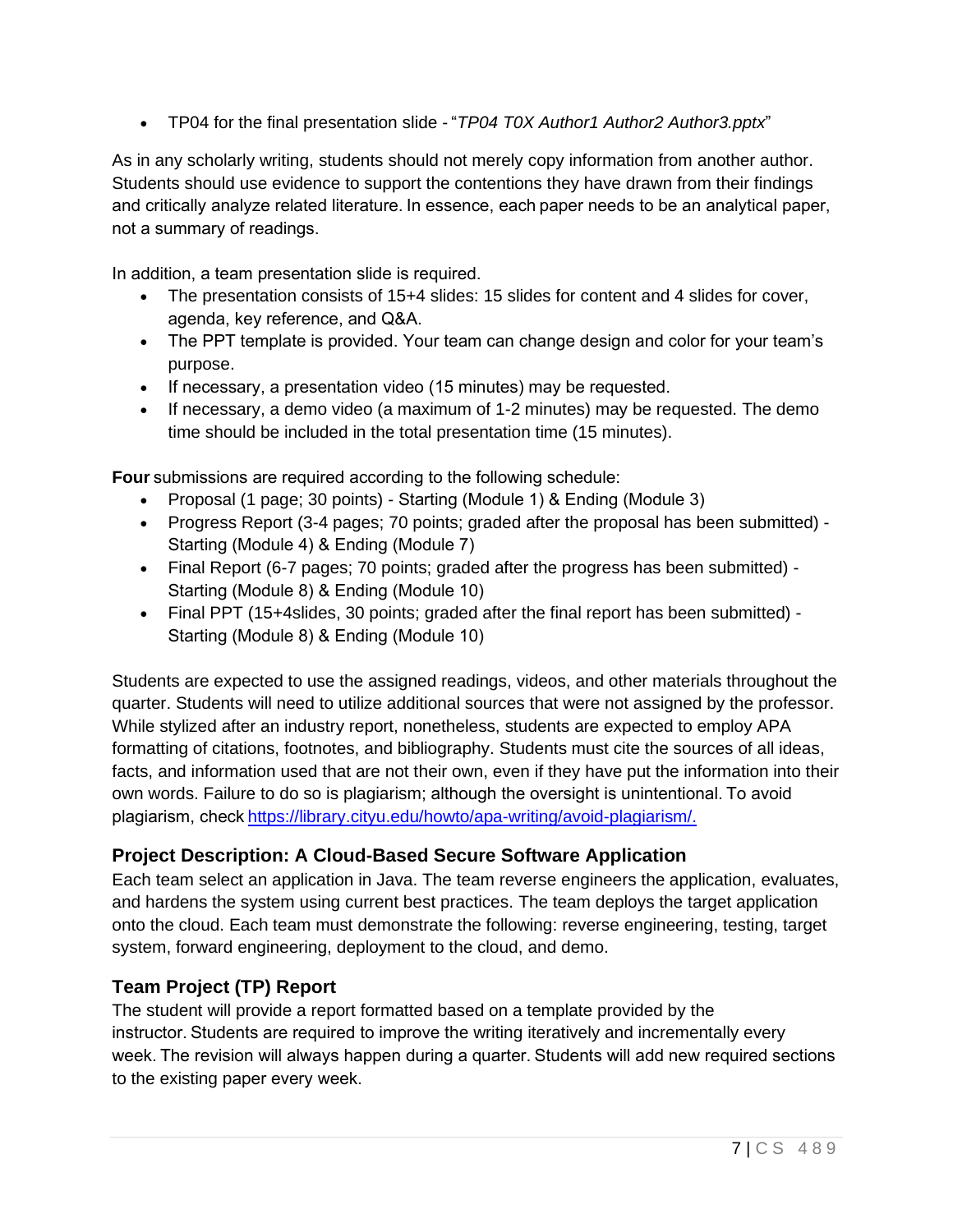- TP04 for the final presentation slide - "*TP04 T0X Author1 Author2 Author3.pptx*"

As in any scholarly writing, students should not merely copy information from another author. Students should use evidence to support the contentions they have drawn from their findings and critically analyze related literature. In essence, each paper needs to be an analytical paper, not a summary of readings.

In addition, a team presentation slide is required.

- The presentation consists of 15+4 slides: 15 slides for content and 4 slides for cover, agenda, key reference, and Q&A.
- The PPT template is provided. Your team can change design and color for your team's purpose.
- If necessary, a presentation video (15 minutes) may be requested.
- If necessary, a demo video (a maximum of 1-2 minutes) may be requested. The demo time should be included in the total presentation time (15 minutes).

**Four** submissions are required according to the following schedule:

- Proposal (1 page; 30 points) - Starting (Module 1) & Ending (Module 3)
- Progress Report (3-4 pages; 70 points; graded after the proposal has been submitted) - Starting (Module 4) & Ending (Module 7)
- Final Report (6-7 pages; 70 points; graded after the progress has been submitted) - Starting (Module 8) & Ending (Module 10)
- Final PPT (15+4slides, 30 points; graded after the final report has been submitted) - Starting (Module 8) & Ending (Module 10)

Students are expected to use the assigned readings, videos, and other materials throughout the quarter. Students will need to utilize additional sources that were not assigned by the professor. While stylized after an industry report, nonetheless, students are expected to employ APA formatting of citations, footnotes, and bibliography. Students must cite the sources of all ideas, facts, and information used that are not their own, even if they have put the information into their own words. Failure to do so is plagiarism; although the oversight is unintentional. To avoid plagiarism, check https://library.cityu.edu/howto/apa-writing/avoid-plagiarism/.

### Project Description: A Cloud-Based Secure Software Application

Each team select an application in Java. The team reverse engineers the application, evaluates, and hardens the system using current best practices. The team deploys the target application onto the cloud. Each team must demonstrate the following: reverse engineering, testing, target system, forward engineering, deployment to the cloud, and demo.

### Team Project (TP) Report

The student will provide a report formatted based on a template provided by the instructor. Students are required to improve the writing iteratively and incrementally every week. The revision will always happen during a quarter. Students will add new required sections to the existing paper every week.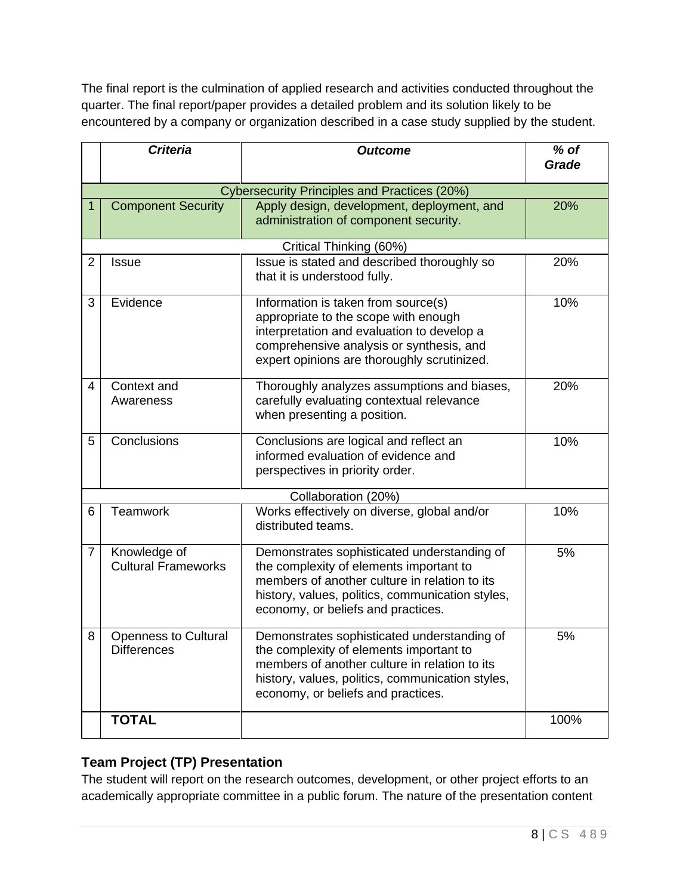The final report is the culmination of applied research and activities conducted throughout the quarter. The final report/paper provides a detailed problem and its solution likely to be encountered by a company or organization described in a case study supplied by the student.

| | ***Criteria*** | ***Outcome*** | ***% of Grade*** |
|---|---|---|---|
| Cybersecurity Principles and Practices (20%) | | | |
| 1 | Component Security | Apply design, development, deployment, and administration of component security. | 20% |
| Critical Thinking (60%) | | | |
| 2 | Issue | Issue is stated and described thoroughly so that it is understood fully. | 20% |
| 3 | Evidence | Information is taken from source(s) appropriate to the scope with enough interpretation and evaluation to develop a comprehensive analysis or synthesis, and expert opinions are thoroughly scrutinized. | 10% |
| 4 | Context and Awareness | Thoroughly analyzes assumptions and biases, carefully evaluating contextual relevance when presenting a position. | 20% |
| 5 | Conclusions | Conclusions are logical and reflect an informed evaluation of evidence and perspectives in priority order. | 10% |
| Collaboration (20%) | | | |
| 6 | Teamwork | Works effectively on diverse, global and/or distributed teams. | 10% |
| 7 | Knowledge of Cultural Frameworks | Demonstrates sophisticated understanding of the complexity of elements important to members of another culture in relation to its history, values, politics, communication styles, economy, or beliefs and practices. | 5% |
| 8 | Openness to Cultural Differences | Demonstrates sophisticated understanding of the complexity of elements important to members of another culture in relation to its history, values, politics, communication styles, economy, or beliefs and practices. | 5% |
| | **TOTAL** | | 100% |

### Team Project (TP) Presentation

The student will report on the research outcomes, development, or other project efforts to an academically appropriate committee in a public forum. The nature of the presentation content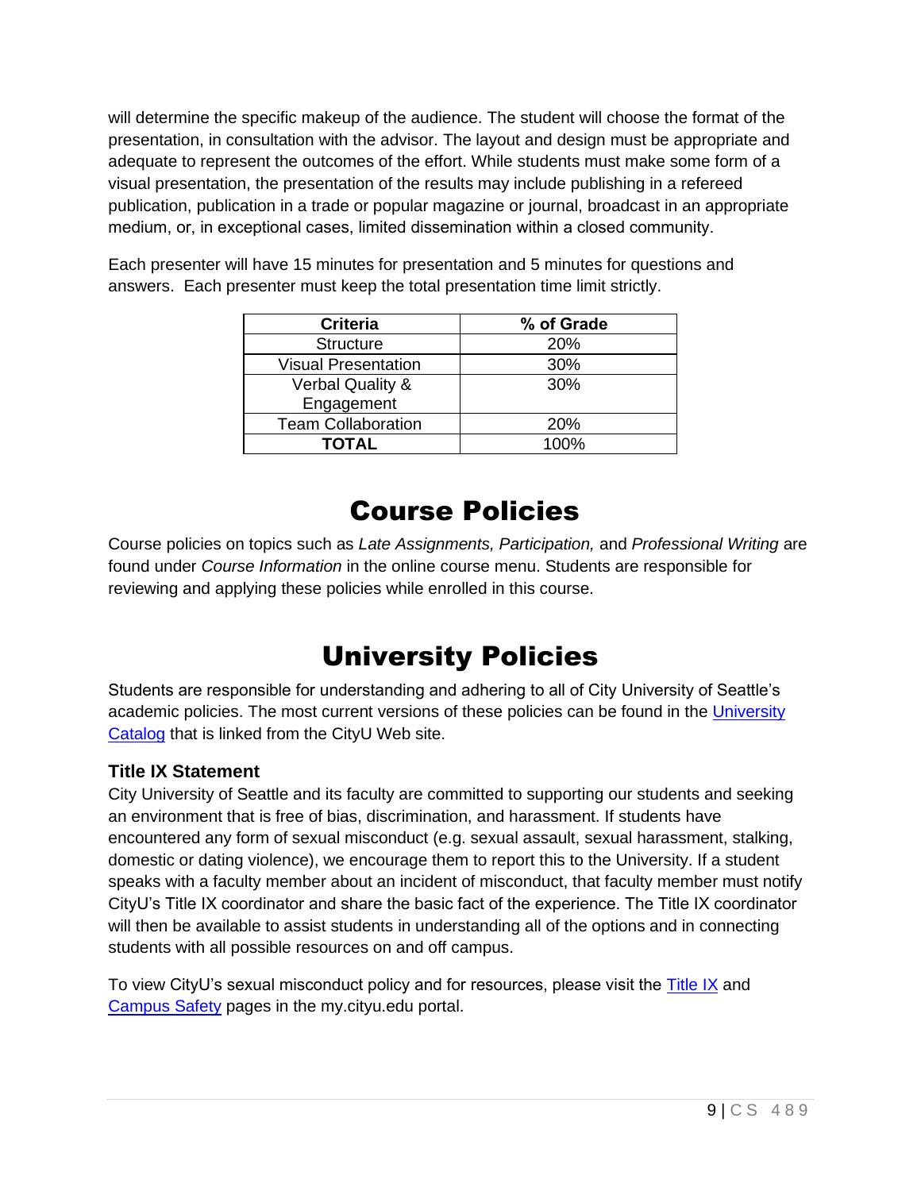will determine the specific makeup of the audience. The student will choose the format of the presentation, in consultation with the advisor. The layout and design must be appropriate and adequate to represent the outcomes of the effort. While students must make some form of a visual presentation, the presentation of the results may include publishing in a refereed publication, publication in a trade or popular magazine or journal, broadcast in an appropriate medium, or, in exceptional cases, limited dissemination within a closed community.

Each presenter will have 15 minutes for presentation and 5 minutes for questions and answers. Each presenter must keep the total presentation time limit strictly.

| Criteria | % of Grade |
|---|---|
| Structure | 20% |
| Visual Presentation | 30% |
| Verbal Quality & Engagement | 30% |
| Team Collaboration | 20% |
| **TOTAL** | 100% |

# Course Policies

Course policies on topics such as *Late Assignments, Participation,* and *Professional Writing* are found under *Course Information* in the online course menu. Students are responsible for reviewing and applying these policies while enrolled in this course.

# University Policies

Students are responsible for understanding and adhering to all of City University of Seattle's academic policies. The most current versions of these policies can be found in the University Catalog that is linked from the CityU Web site.

### Title IX Statement

City University of Seattle and its faculty are committed to supporting our students and seeking an environment that is free of bias, discrimination, and harassment. If students have encountered any form of sexual misconduct (e.g. sexual assault, sexual harassment, stalking, domestic or dating violence), we encourage them to report this to the University. If a student speaks with a faculty member about an incident of misconduct, that faculty member must notify CityU's Title IX coordinator and share the basic fact of the experience. The Title IX coordinator will then be available to assist students in understanding all of the options and in connecting students with all possible resources on and off campus.

To view CityU's sexual misconduct policy and for resources, please visit the Title IX and Campus Safety pages in the my.cityu.edu portal.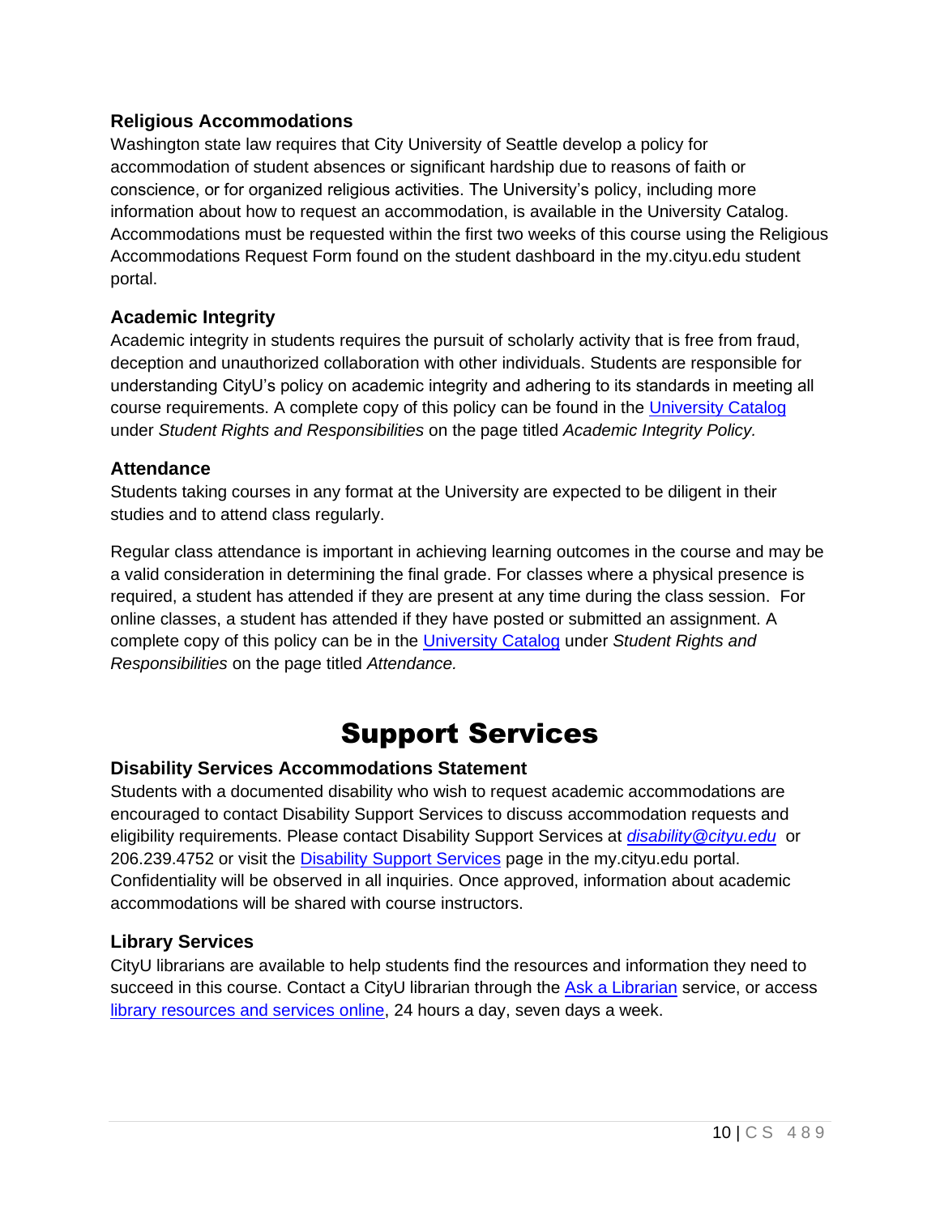### Religious Accommodations

Washington state law requires that City University of Seattle develop a policy for accommodation of student absences or significant hardship due to reasons of faith or conscience, or for organized religious activities. The University's policy, including more information about how to request an accommodation, is available in the University Catalog. Accommodations must be requested within the first two weeks of this course using the Religious Accommodations Request Form found on the student dashboard in the my.cityu.edu student portal.

### Academic Integrity

Academic integrity in students requires the pursuit of scholarly activity that is free from fraud, deception and unauthorized collaboration with other individuals. Students are responsible for understanding CityU's policy on academic integrity and adhering to its standards in meeting all course requirements. A complete copy of this policy can be found in the University Catalog under *Student Rights and Responsibilities* on the page titled *Academic Integrity Policy.*

### Attendance

Students taking courses in any format at the University are expected to be diligent in their studies and to attend class regularly.

Regular class attendance is important in achieving learning outcomes in the course and may be a valid consideration in determining the final grade. For classes where a physical presence is required, a student has attended if they are present at any time during the class session. For online classes, a student has attended if they have posted or submitted an assignment. A complete copy of this policy can be in the University Catalog under *Student Rights and Responsibilities* on the page titled *Attendance.*

## Support Services

### Disability Services Accommodations Statement

Students with a documented disability who wish to request academic accommodations are encouraged to contact Disability Support Services to discuss accommodation requests and eligibility requirements. Please contact Disability Support Services at *disability@cityu.edu* or 206.239.4752 or visit the Disability Support Services page in the my.cityu.edu portal. Confidentiality will be observed in all inquiries. Once approved, information about academic accommodations will be shared with course instructors.

### Library Services

CityU librarians are available to help students find the resources and information they need to succeed in this course. Contact a CityU librarian through the Ask a Librarian service, or access library resources and services online, 24 hours a day, seven days a week.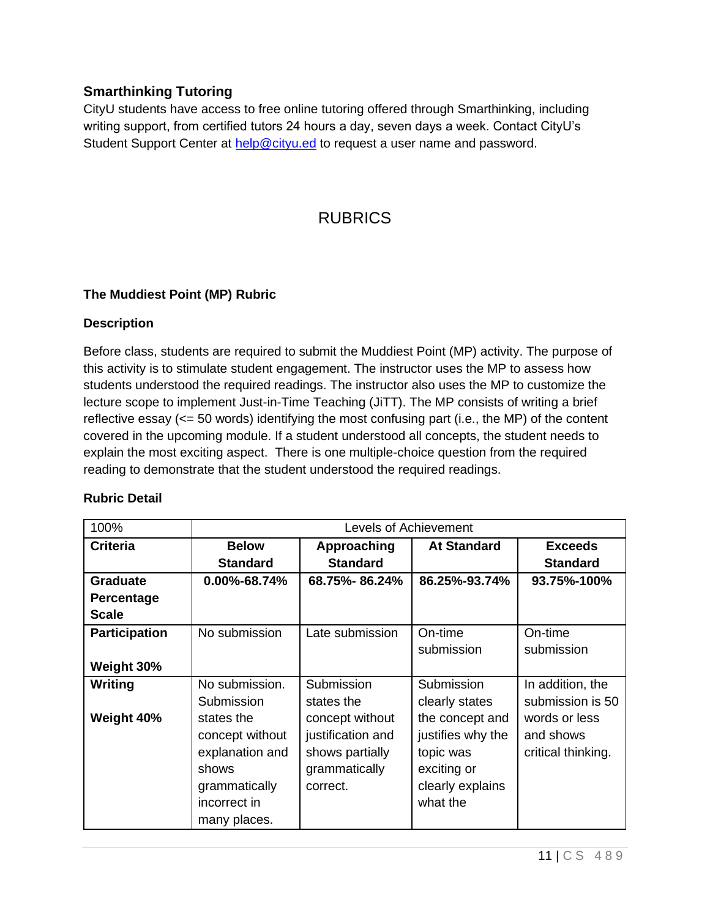### Smarthinking Tutoring

CityU students have access to free online tutoring offered through Smarthinking, including writing support, from certified tutors 24 hours a day, seven days a week. Contact CityU's Student Support Center at help@cityu.ed to request a user name and password.

# RUBRICS

### The Muddiest Point (MP) Rubric

**Description**

Before class, students are required to submit the Muddiest Point (MP) activity. The purpose of this activity is to stimulate student engagement. The instructor uses the MP to assess how students understood the required readings. The instructor also uses the MP to customize the lecture scope to implement Just-in-Time Teaching (JiTT). The MP consists of writing a brief reflective essay (<= 50 words) identifying the most confusing part (i.e., the MP) of the content covered in the upcoming module. If a student understood all concepts, the student needs to explain the most exciting aspect. There is one multiple-choice question from the required reading to demonstrate that the student understood the required readings.

**Rubric Detail**

| 100% | Levels of Achievement | | | |
|---|---|---|---|---|
| **Criteria** | **Below Standard** | **Approaching Standard** | **At Standard** | **Exceeds Standard** |
| **Graduate Percentage Scale** | **0.00%-68.74%** | **68.75%- 86.24%** | **86.25%-93.74%** | **93.75%-100%** |
| **Participation**<br><br>**Weight 30%** | No submission | Late submission | On-time submission | On-time submission |
| **Writing**<br><br>**Weight 40%** | No submission. Submission states the concept without explanation and shows grammatically incorrect in many places. | Submission states the concept without justification and shows partially grammatically correct. | Submission clearly states the concept and justifies why the topic was exciting or clearly explains what the | In addition, the submission is 50 words or less and shows critical thinking. |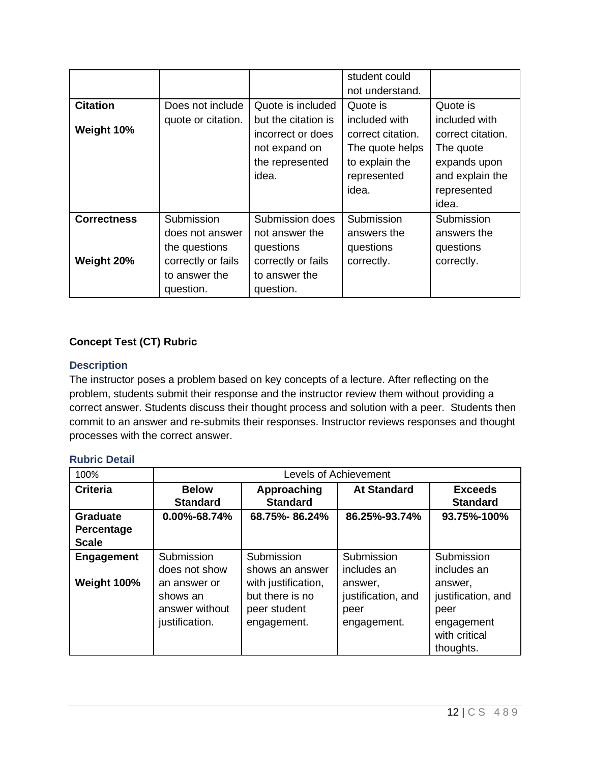|  |  |  | student could not understand. |  |
|---|---|---|---|---|
| **Citation**<br><br>**Weight 10%** | Does not include quote or citation. | Quote is included but the citation is incorrect or does not expand on the represented idea. | Quote is included with correct citation. The quote helps to explain the represented idea. | Quote is included with correct citation. The quote expands upon and explain the represented idea. |
| **Correctness**<br><br>**Weight 20%** | Submission does not answer the questions correctly or fails to answer the question. | Submission does not answer the questions correctly or fails to answer the question. | Submission answers the questions correctly. | Submission answers the questions correctly. |

**Concept Test (CT) Rubric**

### Description

The instructor poses a problem based on key concepts of a lecture. After reflecting on the problem, students submit their response and the instructor review them without providing a correct answer. Students discuss their thought process and solution with a peer. Students then commit to an answer and re-submits their responses. Instructor reviews responses and thought processes with the correct answer.

### Rubric Detail

| 100% | Levels of Achievement | | | |
|---|---|---|---|---|
| **Criteria** | **Below Standard** | **Approaching Standard** | **At Standard** | **Exceeds Standard** |
| **Graduate Percentage Scale** | **0.00%-68.74%** | **68.75%- 86.24%** | **86.25%-93.74%** | **93.75%-100%** |
| **Engagement**<br><br>**Weight 100%** | Submission does not show an answer or shows an answer without justification. | Submission shows an answer with justification, but there is no peer student engagement. | Submission includes an answer, justification, and peer engagement. | Submission includes an answer, justification, and peer engagement with critical thoughts. |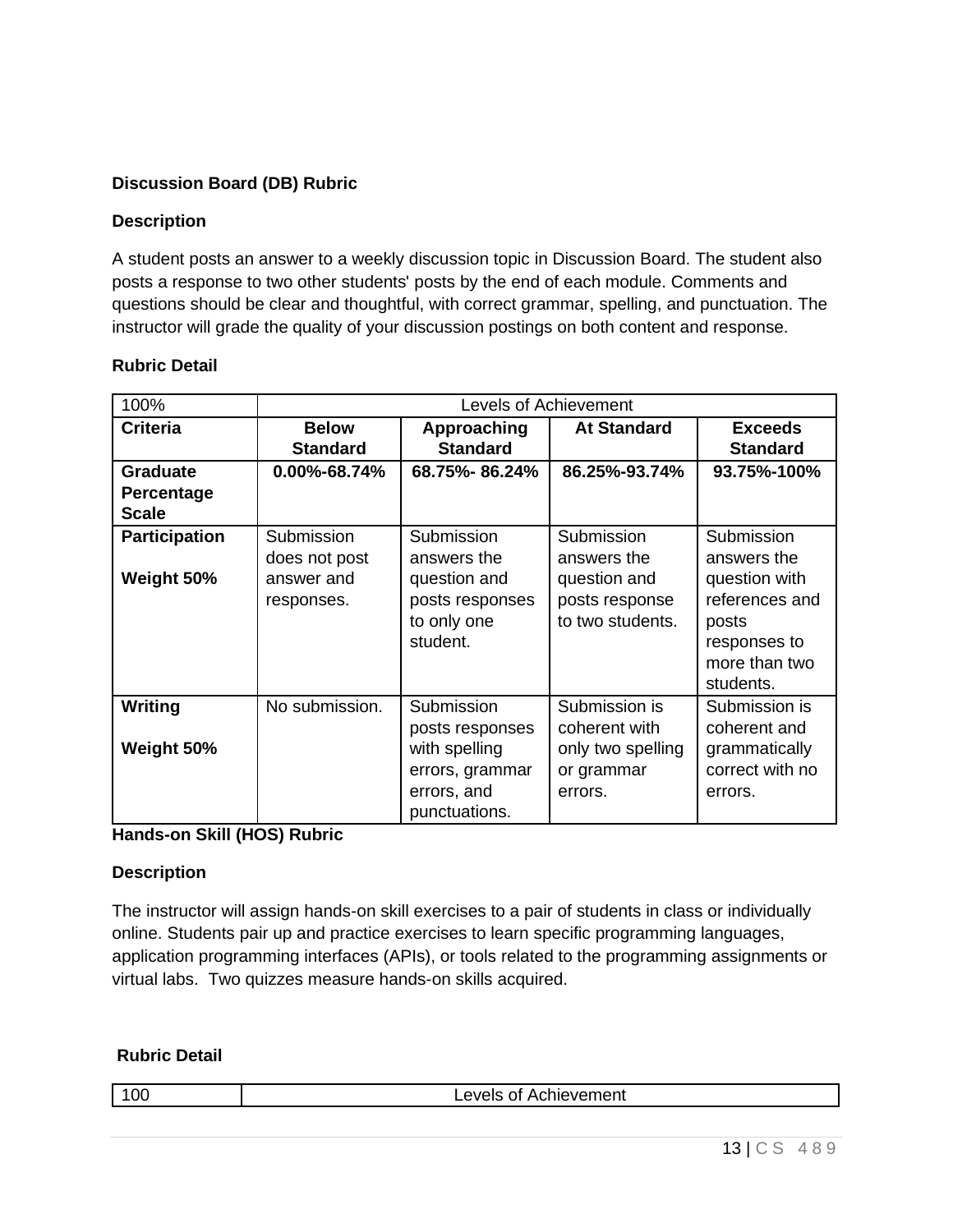**Discussion Board (DB) Rubric**

**Description**

A student posts an answer to a weekly discussion topic in Discussion Board. The student also posts a response to two other students' posts by the end of each module. Comments and questions should be clear and thoughtful, with correct grammar, spelling, and punctuation. The instructor will grade the quality of your discussion postings on both content and response.

**Rubric Detail**

| 100% | Levels of Achievement | | | |
|---|---|---|---|---|
| **Criteria** | **Below Standard** | **Approaching Standard** | **At Standard** | **Exceeds Standard** |
| **Graduate Percentage Scale** | **0.00%-68.74%** | **68.75%- 86.24%** | **86.25%-93.74%** | **93.75%-100%** |
| **Participation**<br><br>**Weight 50%** | Submission does not post answer and responses. | Submission answers the question and posts responses to only one student. | Submission answers the question and posts response to two students. | Submission answers the question with references and posts responses to more than two students. |
| **Writing**<br><br>**Weight 50%** | No submission. | Submission posts responses with spelling errors, grammar errors, and punctuations. | Submission is coherent with only two spelling or grammar errors. | Submission is coherent and grammatically correct with no errors. |

**Hands-on Skill (HOS) Rubric**

**Description**

The instructor will assign hands-on skill exercises to a pair of students in class or individually online. Students pair up and practice exercises to learn specific programming languages, application programming interfaces (APIs), or tools related to the programming assignments or virtual labs. Two quizzes measure hands-on skills acquired.

**Rubric Detail**

| 100 | Levels of Achievement |
|---|---|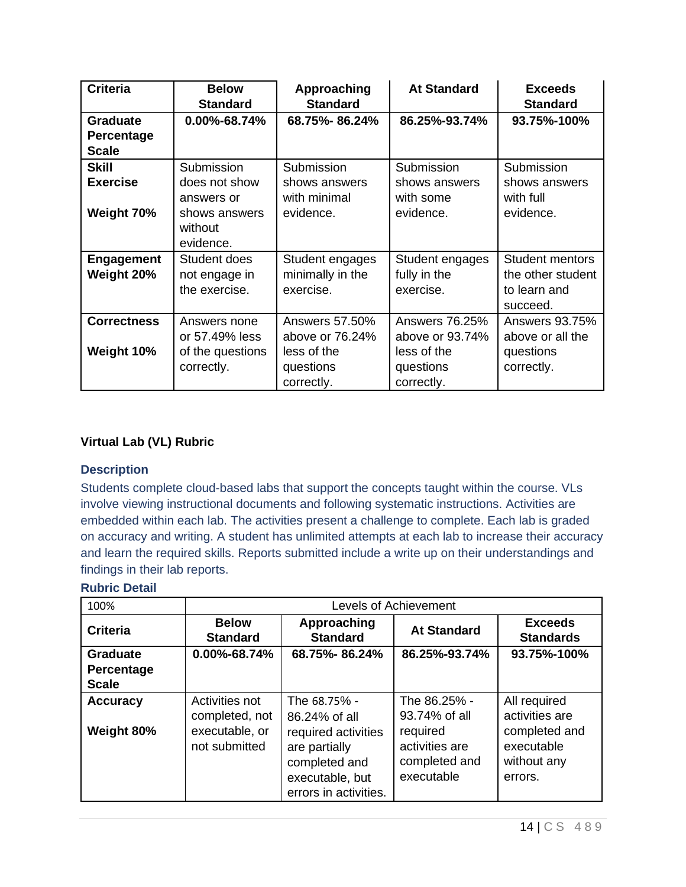| Criteria | Below Standard | Approaching Standard | At Standard | Exceeds Standard |
|---|---|---|---|---|
| **Graduate Percentage Scale** | **0.00%-68.74%** | **68.75%- 86.24%** | **86.25%-93.74%** | **93.75%-100%** |
| **Skill Exercise**<br><br>**Weight 70%** | Submission does not show answers or shows answers without evidence. | Submission shows answers with minimal evidence. | Submission shows answers with some evidence. | Submission shows answers with full evidence. |
| **Engagement Weight 20%** | Student does not engage in the exercise. | Student engages minimally in the exercise. | Student engages fully in the exercise. | Student mentors the other student to learn and succeed. |
| **Correctness**<br><br>**Weight 10%** | Answers none or 57.49% less of the questions correctly. | Answers 57.50% above or 76.24% less of the questions correctly. | Answers 76.25% above or 93.74% less of the questions correctly. | Answers 93.75% above or all the questions correctly. |

**Virtual Lab (VL) Rubric**

### Description

Students complete cloud-based labs that support the concepts taught within the course. VLs involve viewing instructional documents and following systematic instructions. Activities are embedded within each lab. The activities present a challenge to complete. Each lab is graded on accuracy and writing. A student has unlimited attempts at each lab to increase their accuracy and learn the required skills. Reports submitted include a write up on their understandings and findings in their lab reports.

### Rubric Detail

| 100% | Levels of Achievement | | | |
|---|---|---|---|---|
| **Criteria** | **Below Standard** | **Approaching Standard** | **At Standard** | **Exceeds Standards** |
| **Graduate Percentage Scale** | **0.00%-68.74%** | **68.75%- 86.24%** | **86.25%-93.74%** | **93.75%-100%** |
| **Accuracy**<br><br>**Weight 80%** | Activities not completed, not executable, or not submitted | The 68.75% - 86.24% of all required activities are partially completed and executable, but errors in activities. | The 86.25% - 93.74% of all required activities are completed and executable | All required activities are completed and executable without any errors. |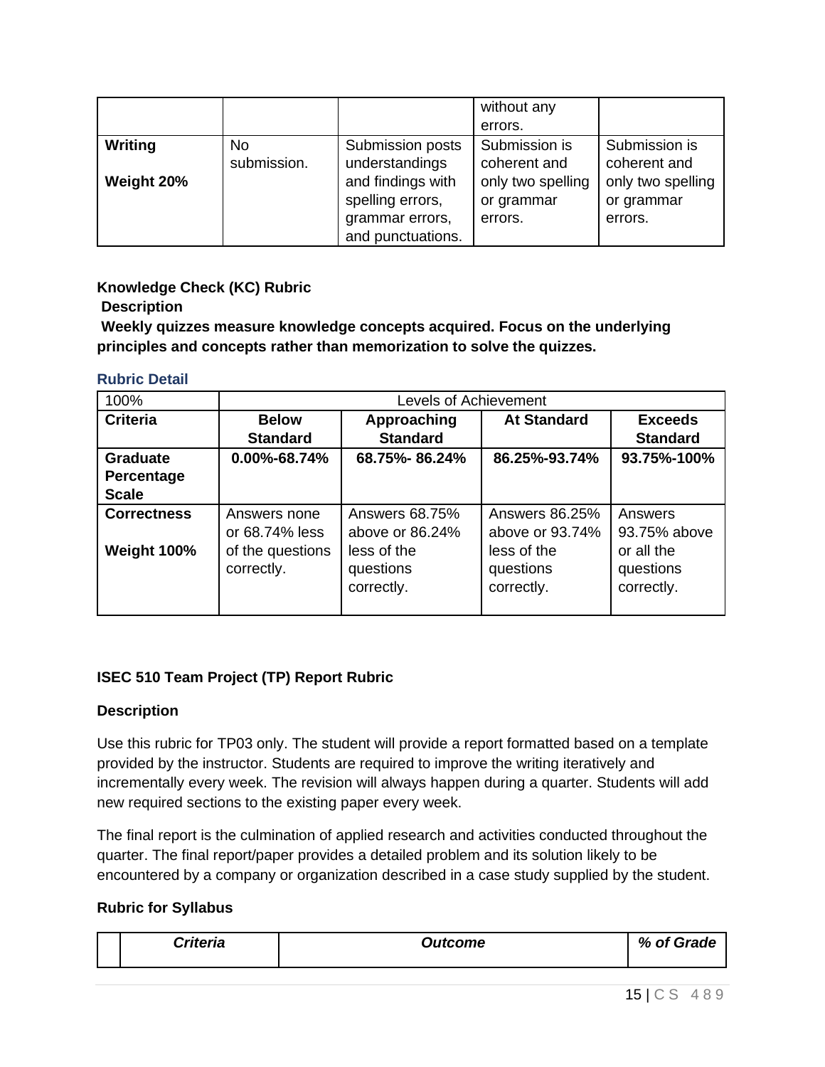| | | | | |
|---|---|---|---|---|
| | | | without any errors. | |
| **Writing**<br><br>**Weight 20%** | No submission. | Submission posts understandings and findings with spelling errors, grammar errors, and punctuations. | Submission is coherent and only two spelling or grammar errors. | Submission is coherent and only two spelling or grammar errors. |

**Knowledge Check (KC) Rubric**

**Description**

**Weekly quizzes measure knowledge concepts acquired. Focus on the underlying principles and concepts rather than memorization to solve the quizzes.**

### Rubric Detail

| 100% | Levels of Achievement | | | |
|---|---|---|---|---|
| **Criteria** | **Below Standard** | **Approaching Standard** | **At Standard** | **Exceeds Standard** |
| **Graduate Percentage Scale** | **0.00%-68.74%** | **68.75%- 86.24%** | **86.25%-93.74%** | **93.75%-100%** |
| **Correctness**<br><br>**Weight 100%** | Answers none or 68.74% less of the questions correctly. | Answers 68.75% above or 86.24% less of the questions correctly. | Answers 86.25% above or 93.74% less of the questions correctly. | Answers 93.75% above or all the questions correctly. |

**ISEC 510 Team Project (TP) Report Rubric**

**Description**

Use this rubric for TP03 only. The student will provide a report formatted based on a template provided by the instructor. Students are required to improve the writing iteratively and incrementally every week. The revision will always happen during a quarter. Students will add new required sections to the existing paper every week.

The final report is the culmination of applied research and activities conducted throughout the quarter. The final report/paper provides a detailed problem and its solution likely to be encountered by a company or organization described in a case study supplied by the student.

**Rubric for Syllabus**

| | ***Criteria*** | ***Outcome*** | ***% of Grade*** |
|---|---|---|---|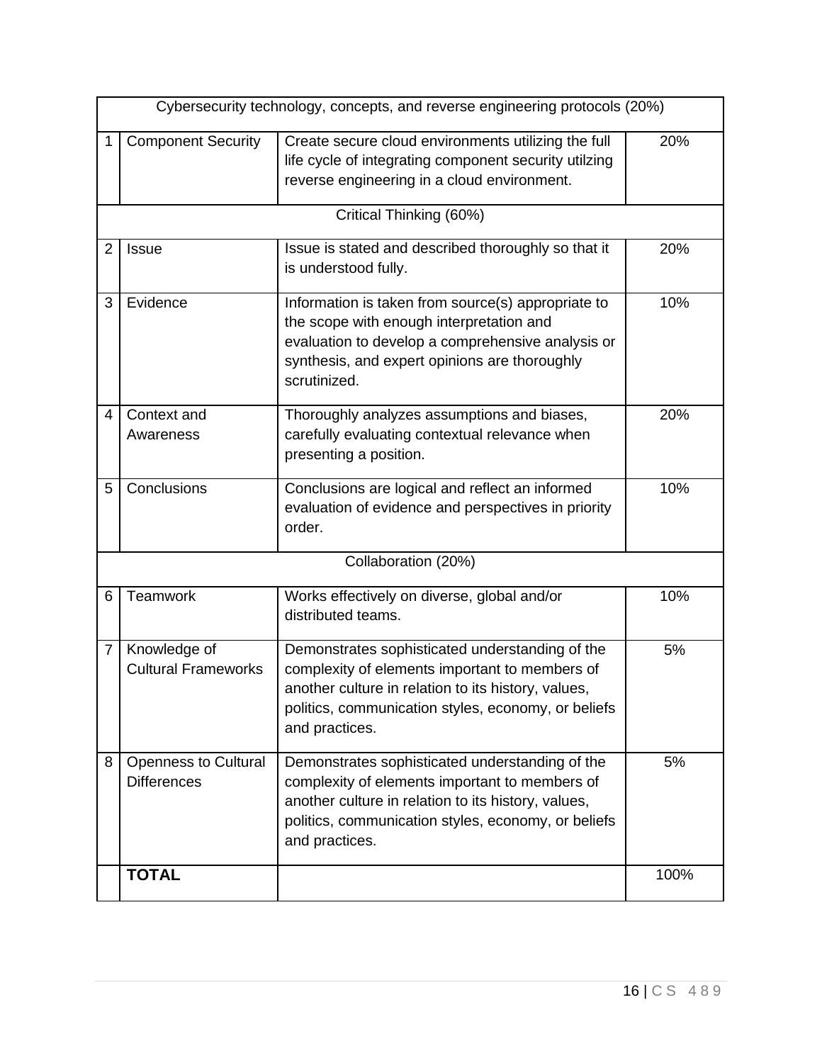| | | | |
|---|---|---|---|
| Cybersecurity technology, concepts, and reverse engineering protocols (20%) | | | |
| 1 | Component Security | Create secure cloud environments utilizing the full life cycle of integrating component security utilzing reverse engineering in a cloud environment. | 20% |
| Critical Thinking (60%) | | | |
| 2 | Issue | Issue is stated and described thoroughly so that it is understood fully. | 20% |
| 3 | Evidence | Information is taken from source(s) appropriate to the scope with enough interpretation and evaluation to develop a comprehensive analysis or synthesis, and expert opinions are thoroughly scrutinized. | 10% |
| 4 | Context and Awareness | Thoroughly analyzes assumptions and biases, carefully evaluating contextual relevance when presenting a position. | 20% |
| 5 | Conclusions | Conclusions are logical and reflect an informed evaluation of evidence and perspectives in priority order. | 10% |
| Collaboration (20%) | | | |
| 6 | Teamwork | Works effectively on diverse, global and/or distributed teams. | 10% |
| 7 | Knowledge of Cultural Frameworks | Demonstrates sophisticated understanding of the complexity of elements important to members of another culture in relation to its history, values, politics, communication styles, economy, or beliefs and practices. | 5% |
| 8 | Openness to Cultural Differences | Demonstrates sophisticated understanding of the complexity of elements important to members of another culture in relation to its history, values, politics, communication styles, economy, or beliefs and practices. | 5% |
| | **TOTAL** | | 100% |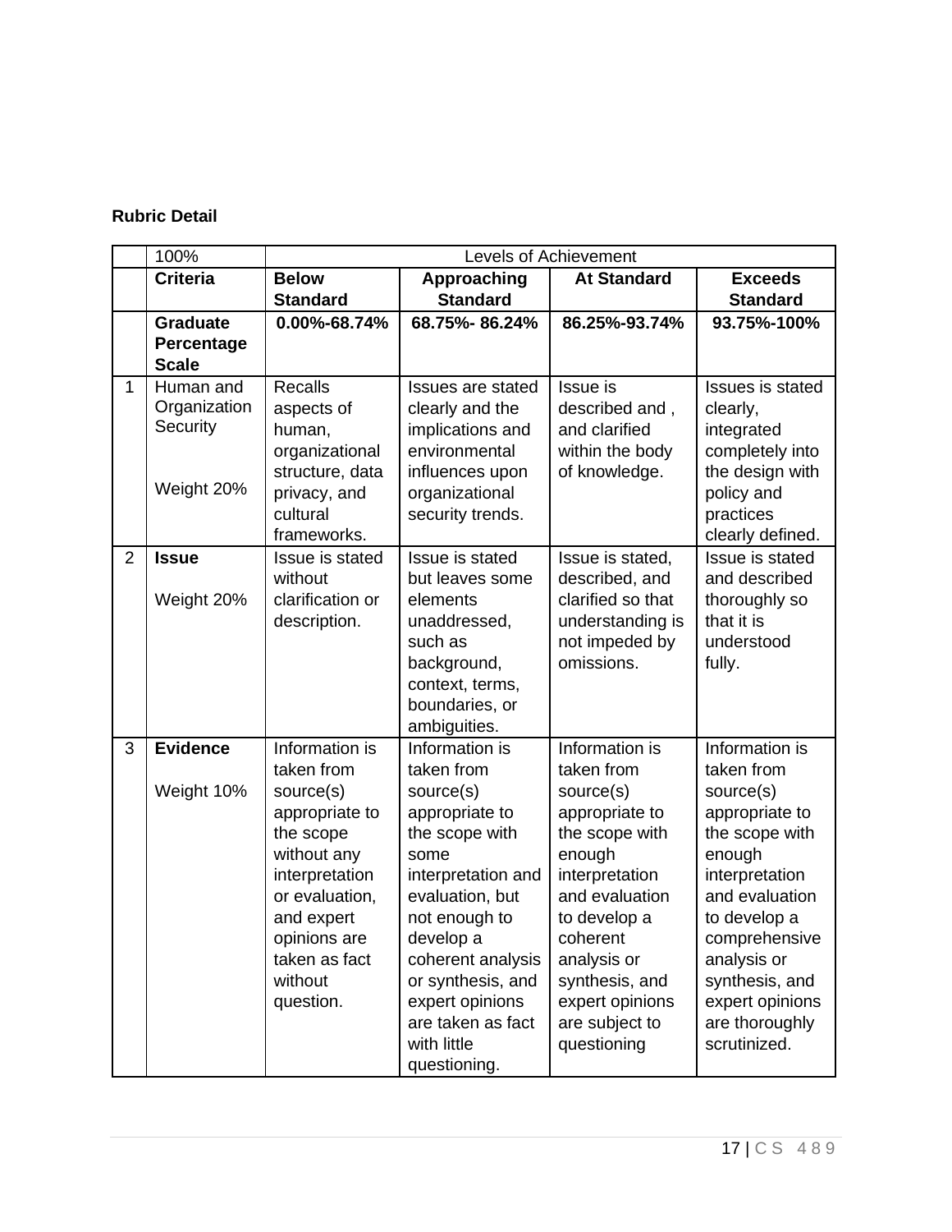**Rubric Detail**

| | 100% | Levels of Achievement | | | |
|---|---|---|---|---|---|
| | **Criteria** | **Below Standard** | **Approaching Standard** | **At Standard** | **Exceeds Standard** |
| | **Graduate Percentage Scale** | **0.00%-68.74%** | **68.75%- 86.24%** | **86.25%-93.74%** | **93.75%-100%** |
| 1 | Human and Organization Security<br><br>Weight 20% | Recalls aspects of human, organizational structure, data privacy, and cultural frameworks. | Issues are stated clearly and the implications and environmental influences upon organizational security trends. | Issue is described and , and clarified within the body of knowledge. | Issues is stated clearly, integrated completely into the design with policy and practices clearly defined. |
| 2 | **Issue**<br><br>Weight 20% | Issue is stated without clarification or description. | Issue is stated but leaves some elements unaddressed, such as background, context, terms, boundaries, or ambiguities. | Issue is stated, described, and clarified so that understanding is not impeded by omissions. | Issue is stated and described thoroughly so that it is understood fully. |
| 3 | **Evidence**<br><br>Weight 10% | Information is taken from source(s) appropriate to the scope without any interpretation or evaluation, and expert opinions are taken as fact without question. | Information is taken from source(s) appropriate to the scope with some interpretation and evaluation, but not enough to develop a coherent analysis or synthesis, and expert opinions are taken as fact with little questioning. | Information is taken from source(s) appropriate to the scope with enough interpretation and evaluation to develop a coherent analysis or synthesis, and expert opinions are subject to questioning | Information is taken from source(s) appropriate to the scope with enough interpretation and evaluation to develop a comprehensive analysis or synthesis, and expert opinions are thoroughly scrutinized. |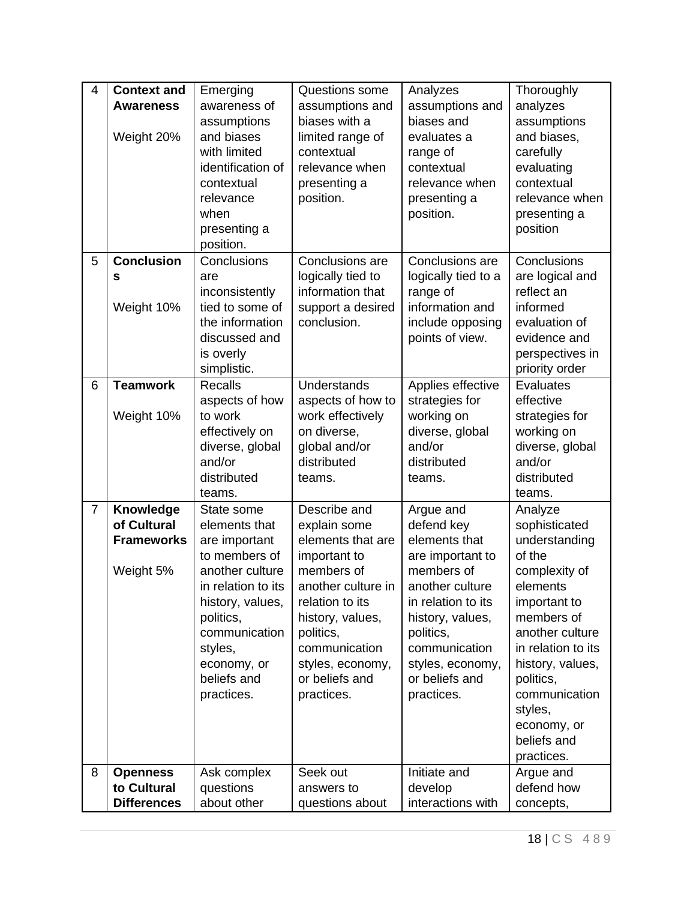| 4 | **Context and Awareness**<br><br>Weight 20% | Emerging awareness of assumptions and biases with limited identification of contextual relevance when presenting a position. | Questions some assumptions and biases with a limited range of contextual relevance when presenting a position. | Analyzes assumptions and biases and evaluates a range of contextual relevance when presenting a position. | Thoroughly analyzes assumptions and biases, carefully evaluating contextual relevance when presenting a position |
|---|---|---|---|---|---|
| 5 | **Conclusions**<br><br>Weight 10% | Conclusions are inconsistently tied to some of the information discussed and is overly simplistic. | Conclusions are logically tied to information that support a desired conclusion. | Conclusions are logically tied to a range of information and include opposing points of view. | Conclusions are logical and reflect an informed evaluation of evidence and perspectives in priority order |
| 6 | **Teamwork**<br><br>Weight 10% | Recalls aspects of how to work effectively on diverse, global and/or distributed teams. | Understands aspects of how to work effectively on diverse, global and/or distributed teams. | Applies effective strategies for working on diverse, global and/or distributed teams. | Evaluates effective strategies for working on diverse, global and/or distributed teams. |
| 7 | **Knowledge of Cultural Frameworks**<br><br>Weight 5% | State some elements that are important to members of another culture in relation to its history, values, politics, communication styles, economy, or beliefs and practices. | Describe and explain some elements that are important to members of another culture in relation to its history, values, politics, communication styles, economy, or beliefs and practices. | Argue and defend key elements that are important to members of another culture in relation to its history, values, politics, communication styles, economy, or beliefs and practices. | Analyze sophisticated understanding of the complexity of elements important to members of another culture in relation to its history, values, politics, communication styles, economy, or beliefs and practices. |
| 8 | **Openness to Cultural Differences** | Ask complex questions about other | Seek out answers to questions about | Initiate and develop interactions with | Argue and defend how concepts, |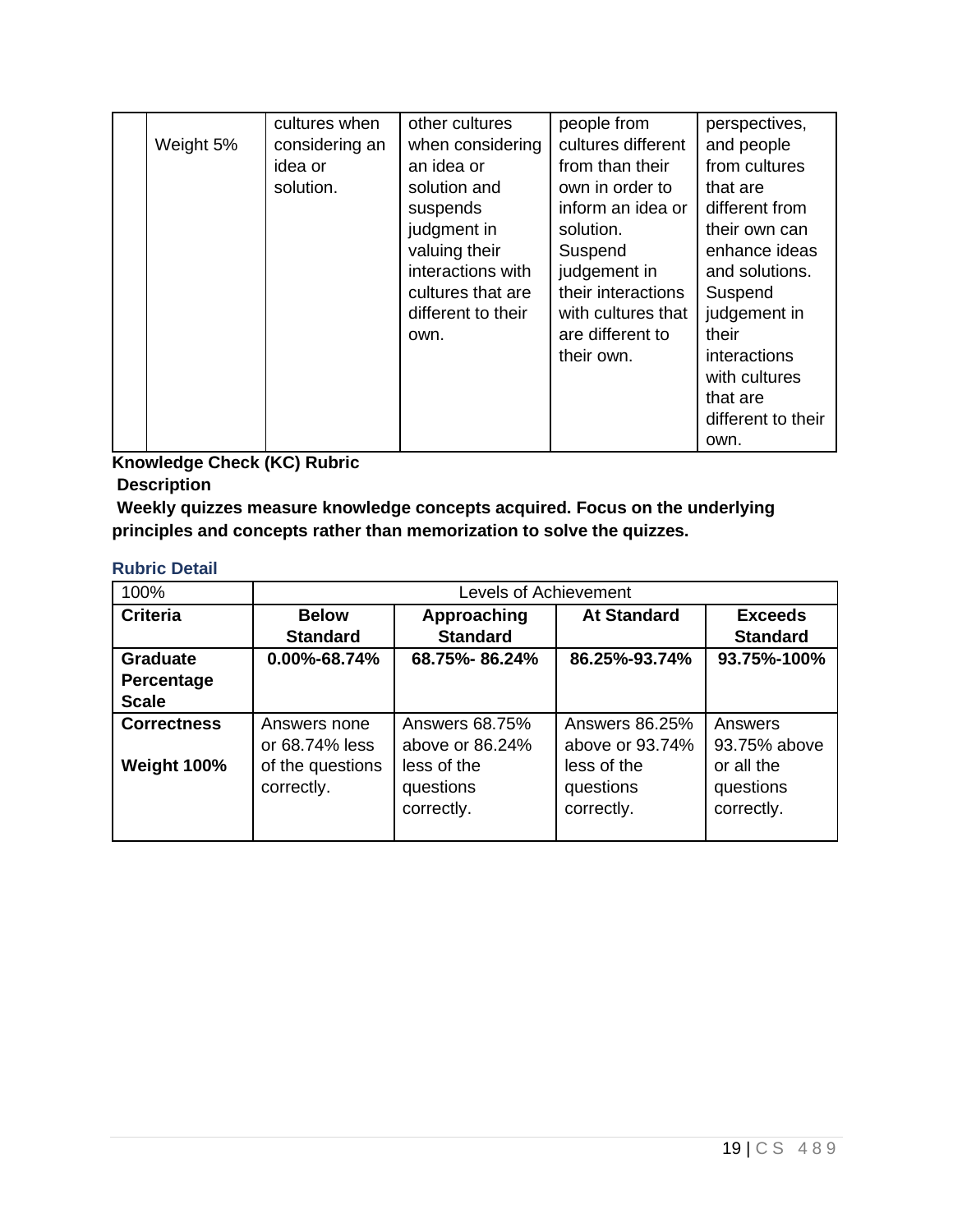| | | | | | |
|---|---|---|---|---|---|
| | Weight 5% | cultures when considering an idea or solution. | other cultures when considering an idea or solution and suspends judgment in valuing their interactions with cultures that are different to their own. | people from cultures different from than their own in order to inform an idea or solution. Suspend judgement in their interactions with cultures that are different to their own. | perspectives, and people from cultures that are different from their own can enhance ideas and solutions. Suspend judgement in their interactions with cultures that are different to their own. |

**Knowledge Check (KC) Rubric**

**Description**

**Weekly quizzes measure knowledge concepts acquired. Focus on the underlying principles and concepts rather than memorization to solve the quizzes.**

### Rubric Detail

| 100% | Levels of Achievement | | | |
|---|---|---|---|---|
| **Criteria** | **Below Standard** | **Approaching Standard** | **At Standard** | **Exceeds Standard** |
| **Graduate Percentage Scale** | **0.00%-68.74%** | **68.75%- 86.24%** | **86.25%-93.74%** | **93.75%-100%** |
| **Correctness**<br><br>**Weight 100%** | Answers none or 68.74% less of the questions correctly. | Answers 68.75% above or 86.24% less of the questions correctly. | Answers 86.25% above or 93.74% less of the questions correctly. | Answers 93.75% above or all the questions correctly. |